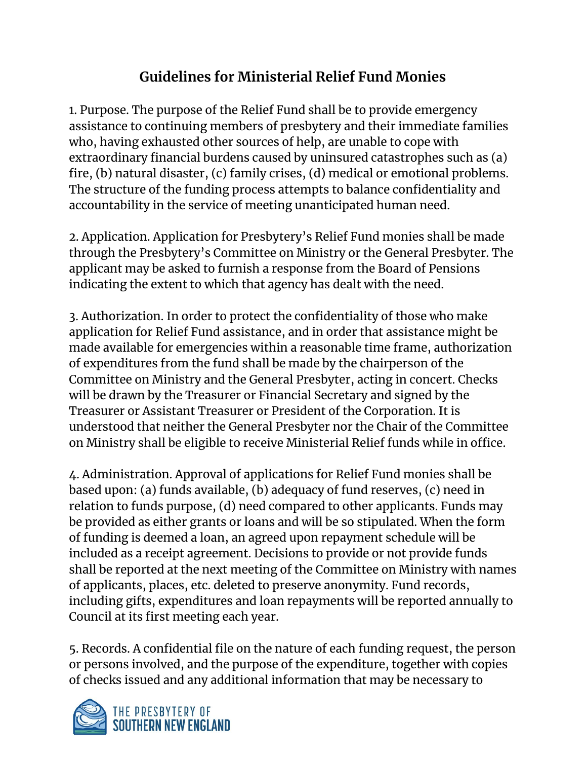# Guidelines for Ministerial Relief Fund Monies

1. Purpose. The purpose of the Relief Fund shall be to provide emergency assistance to continuing members of presbytery and their immediate families who, having exhausted other sources of help, are unable to cope with extraordinary financial burdens caused by uninsured catastrophes such as (a) fire, (b) natural disaster, (c) family crises, (d) medical or emotional problems. The structure of the funding process attempts to balance confidentiality and accountability in the service of meeting unanticipated human need.

2. Application. Application for Presbytery's Relief Fund monies shall be made through the Presbytery's Committee on Ministry or the General Presbyter. The applicant may be asked to furnish a response from the Board of Pensions indicating the extent to which that agency has dealt with the need.

3. Authorization. In order to protect the confidentiality of those who make application for Relief Fund assistance, and in order that assistance might be made available for emergencies within a reasonable time frame, authorization of expenditures from the fund shall be made by the chairperson of the Committee on Ministry and the General Presbyter, acting in concert. Checks will be drawn by the Treasurer or Financial Secretary and signed by the Treasurer or Assistant Treasurer or President of the Corporation. It is understood that neither the General Presbyter nor the Chair of the Committee on Ministry shall be eligible to receive Ministerial Relief funds while in office.

4. Administration. Approval of applications for Relief Fund monies shall be based upon: (a) funds available, (b) adequacy of fund reserves, (c) need in relation to funds purpose, (d) need compared to other applicants. Funds may be provided as either grants or loans and will be so stipulated. When the form of funding is deemed a loan, an agreed upon repayment schedule will be included as a receipt agreement. Decisions to provide or not provide funds shall be reported at the next meeting of the Committee on Ministry with names of applicants, places, etc. deleted to preserve anonymity. Fund records, including gifts, expenditures and loan repayments will be reported annually to Council at its first meeting each year.

5. Records. A confidential file on the nature of each funding request, the person or persons involved, and the purpose of the expenditure, together with copies of checks issued and any additional information that may be necessary to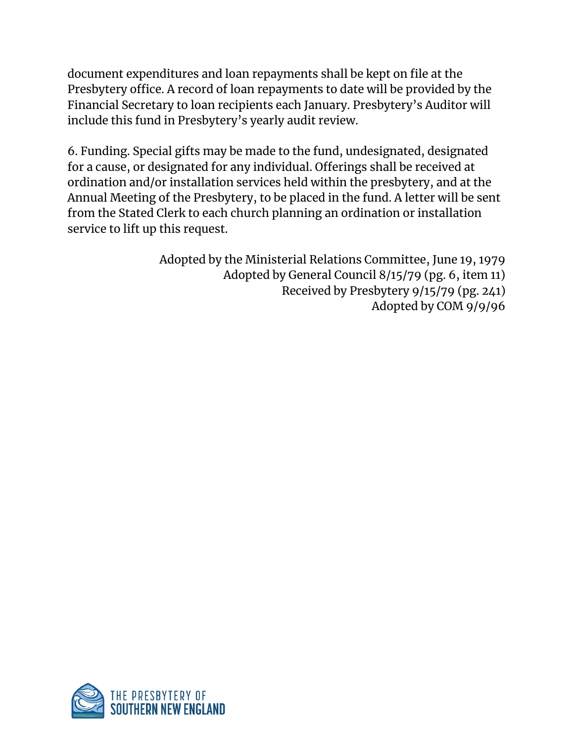document expenditures and loan repayments shall be kept on file at the Presbytery office. A record of loan repayments to date will be provided by the Financial Secretary to loan recipients each January. Presbytery's Auditor will include this fund in Presbytery's yearly audit review.

6. Funding. Special gifts may be made to the fund, undesignated, designated for a cause, or designated for any individual. Offerings shall be received at ordination and/or installation services held within the presbytery, and at the Annual Meeting of the Presbytery, to be placed in the fund. A letter will be sent from the Stated Clerk to each church planning an ordination or installation service to lift up this request.

Adopted by the Ministerial Relations Committee, June 19, 1979
Adopted by General Council 8/15/79 (pg. 6, item 11)
Received by Presbytery 9/15/79 (pg. 241)
Adopted by COM 9/9/96